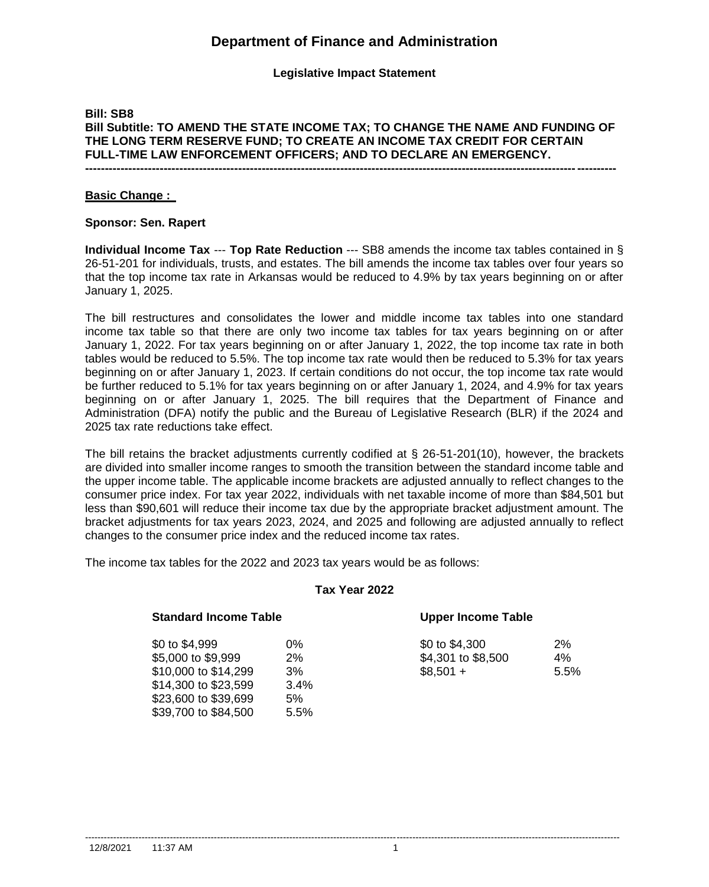# Department of Finance and Administration

**Legislative Impact Statement**

**Bill: SB8**
**Bill Subtitle: TO AMEND THE STATE INCOME TAX; TO CHANGE THE NAME AND FUNDING OF THE LONG TERM RESERVE FUND; TO CREATE AN INCOME TAX CREDIT FOR CERTAIN FULL-TIME LAW ENFORCEMENT OFFICERS; AND TO DECLARE AN EMERGENCY.**

---

**Basic Change :**

**Sponsor: Sen. Rapert**

**Individual Income Tax** --- **Top Rate Reduction** --- SB8 amends the income tax tables contained in § 26-51-201 for individuals, trusts, and estates. The bill amends the income tax tables over four years so that the top income tax rate in Arkansas would be reduced to 4.9% by tax years beginning on or after January 1, 2025.

The bill restructures and consolidates the lower and middle income tax tables into one standard income tax table so that there are only two income tax tables for tax years beginning on or after January 1, 2022. For tax years beginning on or after January 1, 2022, the top income tax rate in both tables would be reduced to 5.5%. The top income tax rate would then be reduced to 5.3% for tax years beginning on or after January 1, 2023. If certain conditions do not occur, the top income tax rate would be further reduced to 5.1% for tax years beginning on or after January 1, 2024, and 4.9% for tax years beginning on or after January 1, 2025. The bill requires that the Department of Finance and Administration (DFA) notify the public and the Bureau of Legislative Research (BLR) if the 2024 and 2025 tax rate reductions take effect.

The bill retains the bracket adjustments currently codified at § 26-51-201(10), however, the brackets are divided into smaller income ranges to smooth the transition between the standard income table and the upper income table. The applicable income brackets are adjusted annually to reflect changes to the consumer price index. For tax year 2022, individuals with net taxable income of more than $84,501 but less than $90,601 will reduce their income tax due by the appropriate bracket adjustment amount. The bracket adjustments for tax years 2023, 2024, and 2025 and following are adjusted annually to reflect changes to the consumer price index and the reduced income tax rates.

The income tax tables for the 2022 and 2023 tax years would be as follows:

**Tax Year 2022**

| **Standard Income Table** | | **Upper Income Table** | |
|---|---|---|---|
| $0 to $4,999 | 0% | $0 to $4,300 | 2% |
| $5,000 to $9,999 | 2% | $4,301 to $8,500 | 4% |
| $10,000 to $14,299 | 3% | $8,501 + | 5.5% |
| $14,300 to $23,599 | 3.4% | | |
| $23,600 to $39,699 | 5% | | |
| $39,700 to $84,500 | 5.5% | | |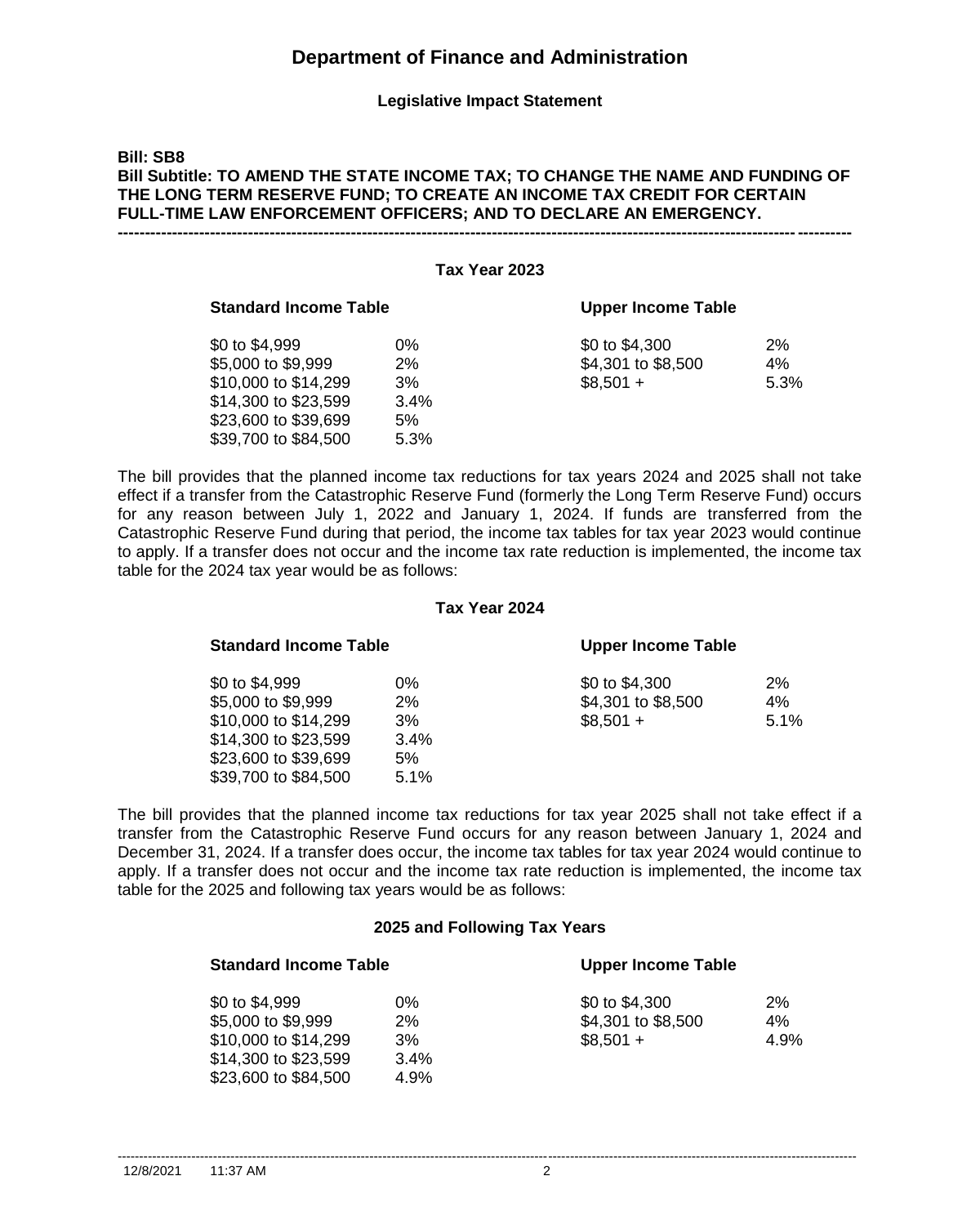# Department of Finance and Administration

**Legislative Impact Statement**

**Bill: SB8**
**Bill Subtitle: TO AMEND THE STATE INCOME TAX; TO CHANGE THE NAME AND FUNDING OF THE LONG TERM RESERVE FUND; TO CREATE AN INCOME TAX CREDIT FOR CERTAIN FULL-TIME LAW ENFORCEMENT OFFICERS; AND TO DECLARE AN EMERGENCY.**

---

**Tax Year 2023**

**Standard Income Table**

| | |
|---|---|
| $0 to $4,999 | 0% |
| $5,000 to $9,999 | 2% |
| $10,000 to $14,299 | 3% |
| $14,300 to $23,599 | 3.4% |
| $23,600 to $39,699 | 5% |
| $39,700 to $84,500 | 5.3% |

**Upper Income Table**

| | |
|---|---|
| $0 to $4,300 | 2% |
| $4,301 to $8,500 | 4% |
| $8,501 + | 5.3% |

The bill provides that the planned income tax reductions for tax years 2024 and 2025 shall not take effect if a transfer from the Catastrophic Reserve Fund (formerly the Long Term Reserve Fund) occurs for any reason between July 1, 2022 and January 1, 2024. If funds are transferred from the Catastrophic Reserve Fund during that period, the income tax tables for tax year 2023 would continue to apply. If a transfer does not occur and the income tax rate reduction is implemented, the income tax table for the 2024 tax year would be as follows:

**Tax Year 2024**

**Standard Income Table**

| | |
|---|---|
| $0 to $4,999 | 0% |
| $5,000 to $9,999 | 2% |
| $10,000 to $14,299 | 3% |
| $14,300 to $23,599 | 3.4% |
| $23,600 to $39,699 | 5% |
| $39,700 to $84,500 | 5.1% |

**Upper Income Table**

| | |
|---|---|
| $0 to $4,300 | 2% |
| $4,301 to $8,500 | 4% |
| $8,501 + | 5.1% |

The bill provides that the planned income tax reductions for tax year 2025 shall not take effect if a transfer from the Catastrophic Reserve Fund occurs for any reason between January 1, 2024 and December 31, 2024. If a transfer does occur, the income tax tables for tax year 2024 would continue to apply. If a transfer does not occur and the income tax rate reduction is implemented, the income tax table for the 2025 and following tax years would be as follows:

**2025 and Following Tax Years**

**Standard Income Table**

| | |
|---|---|
| $0 to $4,999 | 0% |
| $5,000 to $9,999 | 2% |
| $10,000 to $14,299 | 3% |
| $14,300 to $23,599 | 3.4% |
| $23,600 to $84,500 | 4.9% |

**Upper Income Table**

| | |
|---|---|
| $0 to $4,300 | 2% |
| $4,301 to $8,500 | 4% |
| $8,501 + | 4.9% |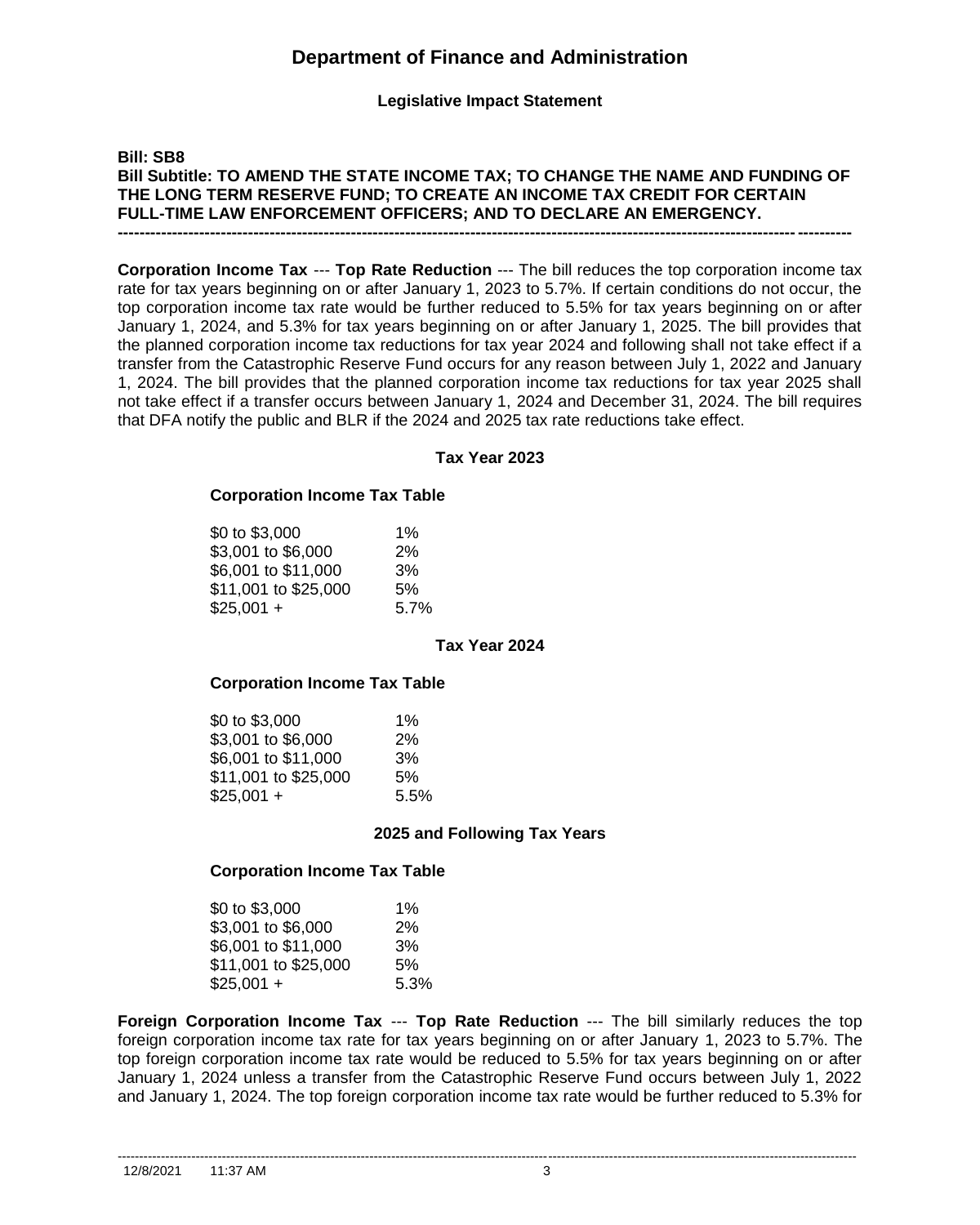# Department of Finance and Administration

**Legislative Impact Statement**

**Bill: SB8**
**Bill Subtitle: TO AMEND THE STATE INCOME TAX; TO CHANGE THE NAME AND FUNDING OF THE LONG TERM RESERVE FUND; TO CREATE AN INCOME TAX CREDIT FOR CERTAIN FULL-TIME LAW ENFORCEMENT OFFICERS; AND TO DECLARE AN EMERGENCY.**

---

**Corporation Income Tax** --- **Top Rate Reduction** --- The bill reduces the top corporation income tax rate for tax years beginning on or after January 1, 2023 to 5.7%. If certain conditions do not occur, the top corporation income tax rate would be further reduced to 5.5% for tax years beginning on or after January 1, 2024, and 5.3% for tax years beginning on or after January 1, 2025. The bill provides that the planned corporation income tax reductions for tax year 2024 and following shall not take effect if a transfer from the Catastrophic Reserve Fund occurs for any reason between July 1, 2022 and January 1, 2024. The bill provides that the planned corporation income tax reductions for tax year 2025 shall not take effect if a transfer occurs between January 1, 2024 and December 31, 2024. The bill requires that DFA notify the public and BLR if the 2024 and 2025 tax rate reductions take effect.

**Tax Year 2023**

**Corporation Income Tax Table**

| | |
|---|---|
| \$0 to \$3,000 | 1% |
| \$3,001 to \$6,000 | 2% |
| \$6,001 to \$11,000 | 3% |
| \$11,001 to \$25,000 | 5% |
| \$25,001 + | 5.7% |

**Tax Year 2024**

**Corporation Income Tax Table**

| | |
|---|---|
| \$0 to \$3,000 | 1% |
| \$3,001 to \$6,000 | 2% |
| \$6,001 to \$11,000 | 3% |
| \$11,001 to \$25,000 | 5% |
| \$25,001 + | 5.5% |

**2025 and Following Tax Years**

**Corporation Income Tax Table**

| | |
|---|---|
| \$0 to \$3,000 | 1% |
| \$3,001 to \$6,000 | 2% |
| \$6,001 to \$11,000 | 3% |
| \$11,001 to \$25,000 | 5% |
| \$25,001 + | 5.3% |

**Foreign Corporation Income Tax** --- **Top Rate Reduction** --- The bill similarly reduces the top foreign corporation income tax rate for tax years beginning on or after January 1, 2023 to 5.7%. The top foreign corporation income tax rate would be reduced to 5.5% for tax years beginning on or after January 1, 2024 unless a transfer from the Catastrophic Reserve Fund occurs between July 1, 2022 and January 1, 2024. The top foreign corporation income tax rate would be further reduced to 5.3% for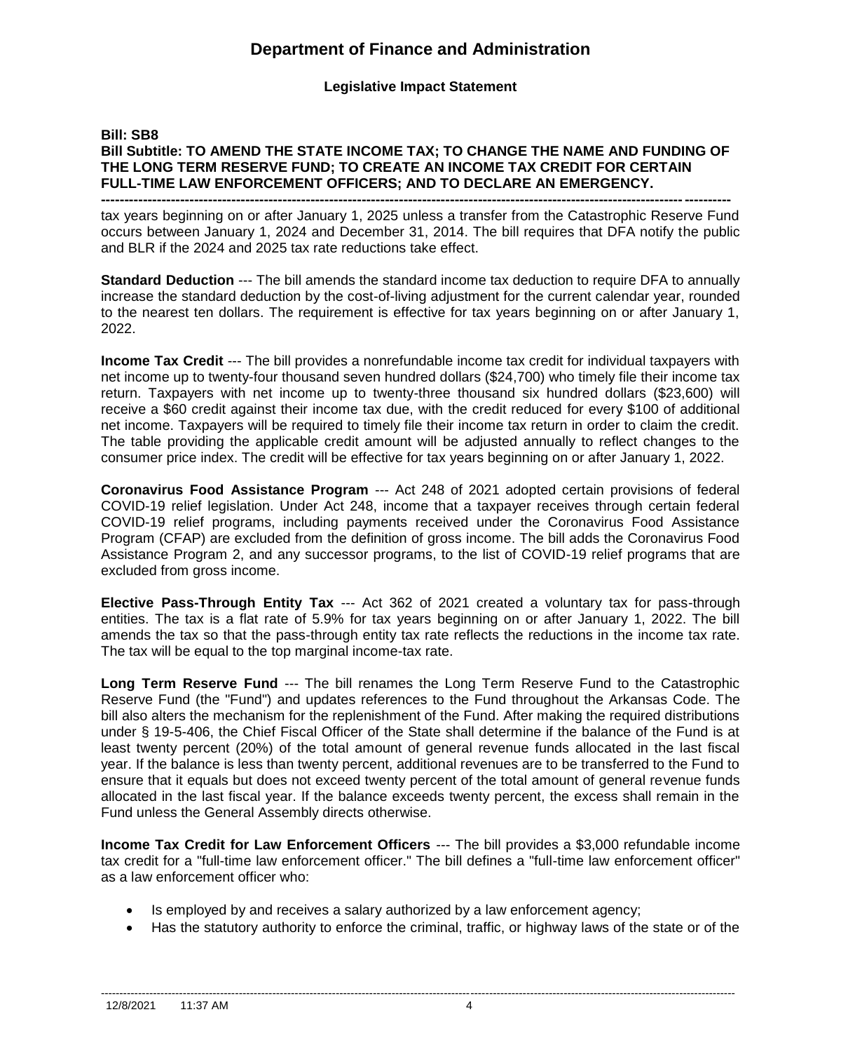tax years beginning on or after January 1, 2025 unless a transfer from the Catastrophic Reserve Fund occurs between January 1, 2024 and December 31, 2014. The bill requires that DFA notify the public and BLR if the 2024 and 2025 tax rate reductions take effect.

**Standard Deduction** --- The bill amends the standard income tax deduction to require DFA to annually increase the standard deduction by the cost-of-living adjustment for the current calendar year, rounded to the nearest ten dollars. The requirement is effective for tax years beginning on or after January 1, 2022.

**Income Tax Credit** --- The bill provides a nonrefundable income tax credit for individual taxpayers with net income up to twenty-four thousand seven hundred dollars ($24,700) who timely file their income tax return. Taxpayers with net income up to twenty-three thousand six hundred dollars ($23,600) will receive a $60 credit against their income tax due, with the credit reduced for every $100 of additional net income. Taxpayers will be required to timely file their income tax return in order to claim the credit. The table providing the applicable credit amount will be adjusted annually to reflect changes to the consumer price index. The credit will be effective for tax years beginning on or after January 1, 2022.

**Coronavirus Food Assistance Program** --- Act 248 of 2021 adopted certain provisions of federal COVID-19 relief legislation. Under Act 248, income that a taxpayer receives through certain federal COVID-19 relief programs, including payments received under the Coronavirus Food Assistance Program (CFAP) are excluded from the definition of gross income. The bill adds the Coronavirus Food Assistance Program 2, and any successor programs, to the list of COVID-19 relief programs that are excluded from gross income.

**Elective Pass-Through Entity Tax** --- Act 362 of 2021 created a voluntary tax for pass-through entities. The tax is a flat rate of 5.9% for tax years beginning on or after January 1, 2022. The bill amends the tax so that the pass-through entity tax rate reflects the reductions in the income tax rate. The tax will be equal to the top marginal income-tax rate.

**Long Term Reserve Fund** --- The bill renames the Long Term Reserve Fund to the Catastrophic Reserve Fund (the "Fund") and updates references to the Fund throughout the Arkansas Code. The bill also alters the mechanism for the replenishment of the Fund. After making the required distributions under § 19-5-406, the Chief Fiscal Officer of the State shall determine if the balance of the Fund is at least twenty percent (20%) of the total amount of general revenue funds allocated in the last fiscal year. If the balance is less than twenty percent, additional revenues are to be transferred to the Fund to ensure that it equals but does not exceed twenty percent of the total amount of general revenue funds allocated in the last fiscal year. If the balance exceeds twenty percent, the excess shall remain in the Fund unless the General Assembly directs otherwise.

**Income Tax Credit for Law Enforcement Officers** --- The bill provides a $3,000 refundable income tax credit for a "full-time law enforcement officer." The bill defines a "full-time law enforcement officer" as a law enforcement officer who:

- Is employed by and receives a salary authorized by a law enforcement agency;
- Has the statutory authority to enforce the criminal, traffic, or highway laws of the state or of the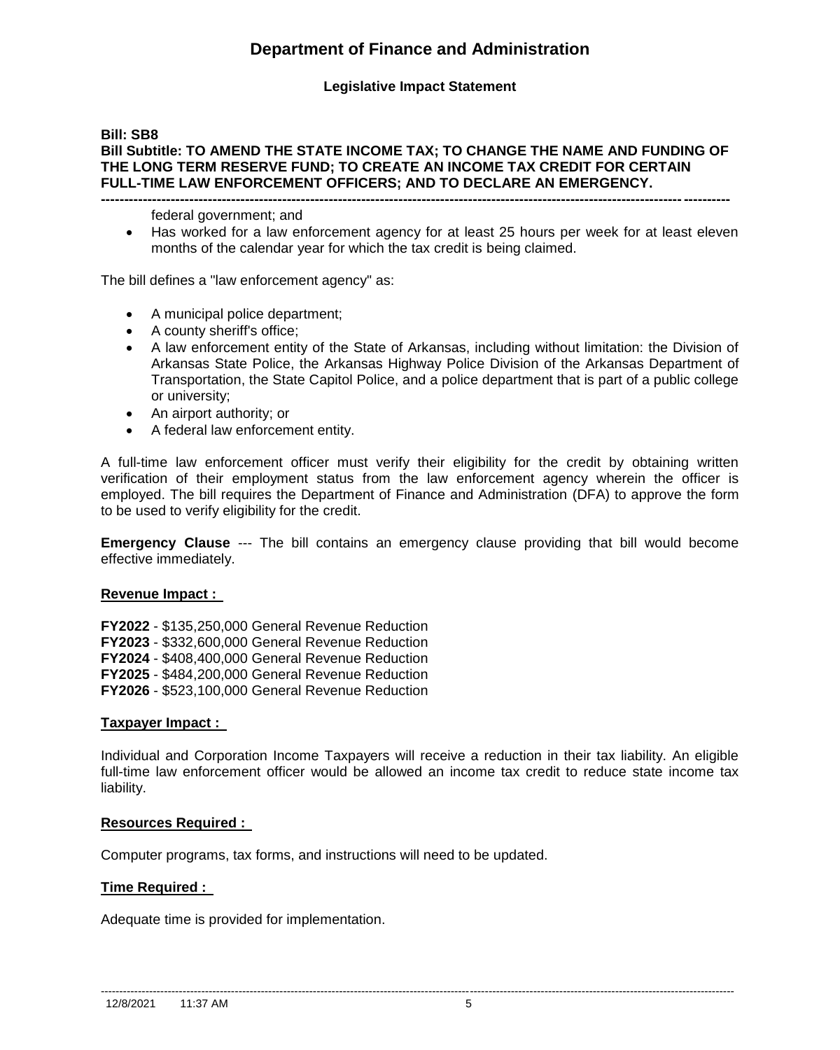federal government; and

- Has worked for a law enforcement agency for at least 25 hours per week for at least eleven months of the calendar year for which the tax credit is being claimed.

The bill defines a "law enforcement agency" as:

- A municipal police department;
- A county sheriff's office;
- A law enforcement entity of the State of Arkansas, including without limitation: the Division of Arkansas State Police, the Arkansas Highway Police Division of the Arkansas Department of Transportation, the State Capitol Police, and a police department that is part of a public college or university;
- An airport authority; or
- A federal law enforcement entity.

A full-time law enforcement officer must verify their eligibility for the credit by obtaining written verification of their employment status from the law enforcement agency wherein the officer is employed. The bill requires the Department of Finance and Administration (DFA) to approve the form to be used to verify eligibility for the credit.

**Emergency Clause** --- The bill contains an emergency clause providing that bill would become effective immediately.

## Revenue Impact :

**FY2022** - $135,250,000 General Revenue Reduction
**FY2023** - $332,600,000 General Revenue Reduction
**FY2024** - $408,400,000 General Revenue Reduction
**FY2025** - $484,200,000 General Revenue Reduction
**FY2026** - $523,100,000 General Revenue Reduction

## Taxpayer Impact :

Individual and Corporation Income Taxpayers will receive a reduction in their tax liability. An eligible full-time law enforcement officer would be allowed an income tax credit to reduce state income tax liability.

## Resources Required :

Computer programs, tax forms, and instructions will need to be updated.

## Time Required :

Adequate time is provided for implementation.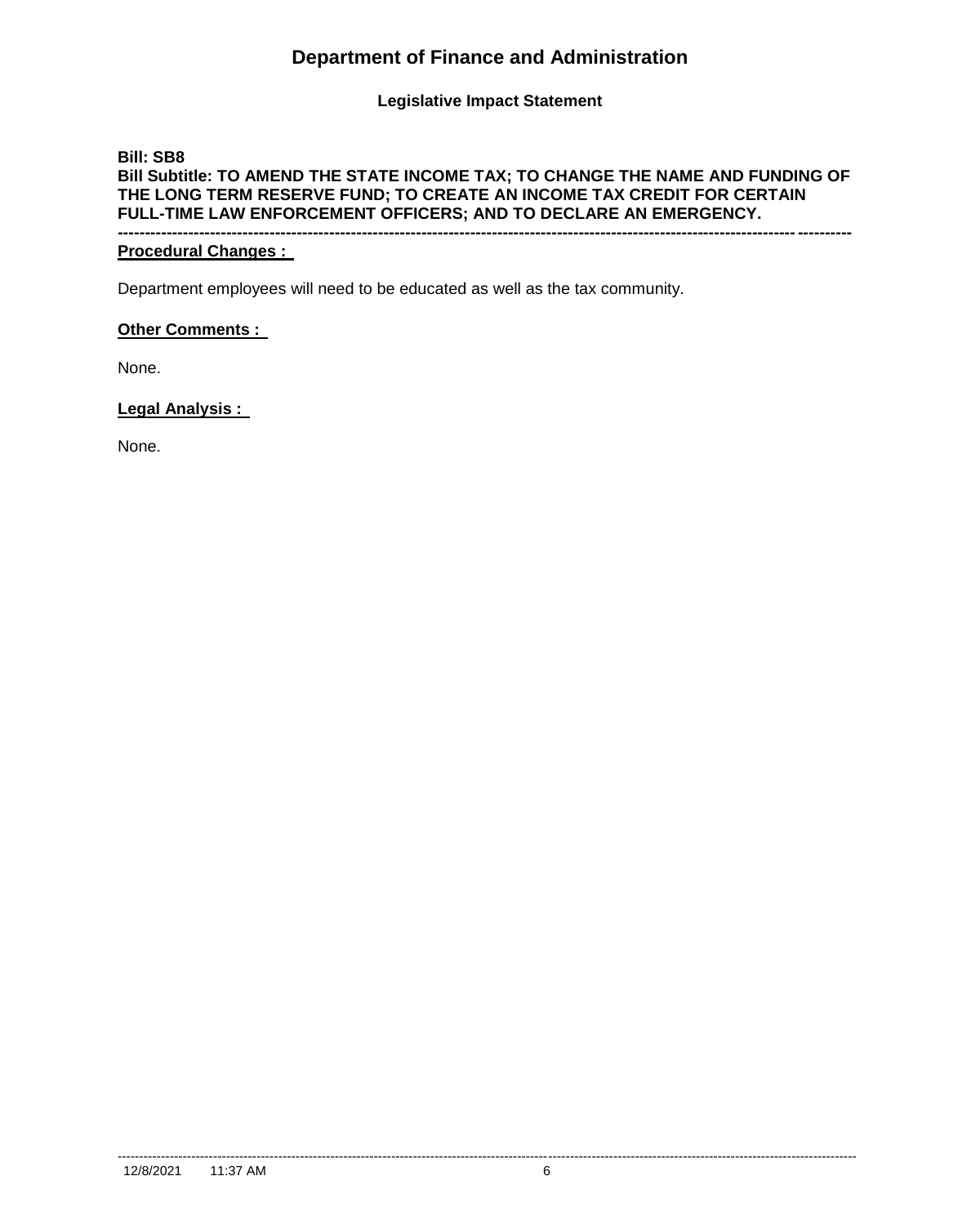# Department of Finance and Administration

## Legislative Impact Statement

**Bill: SB8**
**Bill Subtitle: TO AMEND THE STATE INCOME TAX; TO CHANGE THE NAME AND FUNDING OF THE LONG TERM RESERVE FUND; TO CREATE AN INCOME TAX CREDIT FOR CERTAIN FULL-TIME LAW ENFORCEMENT OFFICERS; AND TO DECLARE AN EMERGENCY.**

---

**Procedural Changes :**

Department employees will need to be educated as well as the tax community.

**Other Comments :**

None.

**Legal Analysis :**

None.